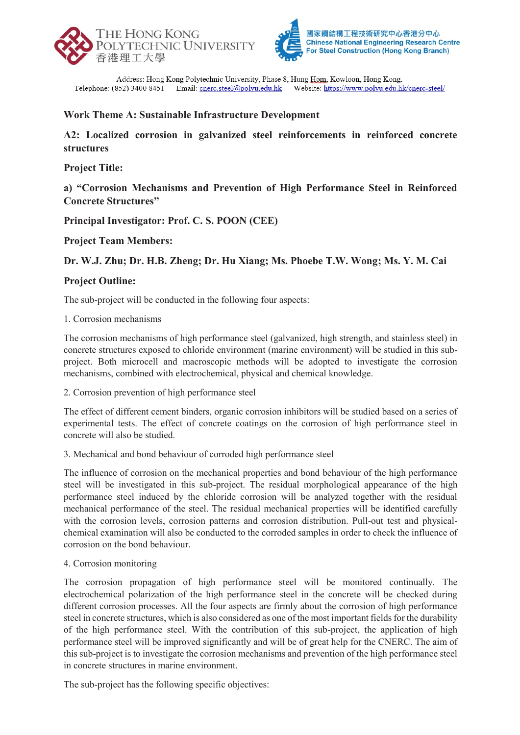THE HONG KONG POLYTECHNIC UNIVERSITY
香港理工大學

國家鋼結構工程技術研究中心香港分中心
Chinese National Engineering Research Centre For Steel Construction (Hong Kong Branch)

Address: Hong Kong Polytechnic University, Phase 8, Hung Hom, Kowloon, Hong Kong.
Telephone: (852) 3400 8451 Email: cnerc.steel@polyu.edu.hk Website: https://www.polyu.edu.hk/cnerc-steel/

## Work Theme A: Sustainable Infrastructure Development

## A2: Localized corrosion in galvanized steel reinforcements in reinforced concrete structures

**Project Title:**

**a) "Corrosion Mechanisms and Prevention of High Performance Steel in Reinforced Concrete Structures"**

**Principal Investigator: Prof. C. S. POON (CEE)**

**Project Team Members:**

**Dr. W.J. Zhu; Dr. H.B. Zheng; Dr. Hu Xiang; Ms. Phoebe T.W. Wong; Ms. Y. M. Cai**

**Project Outline:**

The sub-project will be conducted in the following four aspects:

1. Corrosion mechanisms

The corrosion mechanisms of high performance steel (galvanized, high strength, and stainless steel) in concrete structures exposed to chloride environment (marine environment) will be studied in this sub-project. Both microcell and macroscopic methods will be adopted to investigate the corrosion mechanisms, combined with electrochemical, physical and chemical knowledge.

2. Corrosion prevention of high performance steel

The effect of different cement binders, organic corrosion inhibitors will be studied based on a series of experimental tests. The effect of concrete coatings on the corrosion of high performance steel in concrete will also be studied.

3. Mechanical and bond behaviour of corroded high performance steel

The influence of corrosion on the mechanical properties and bond behaviour of the high performance steel will be investigated in this sub-project. The residual morphological appearance of the high performance steel induced by the chloride corrosion will be analyzed together with the residual mechanical performance of the steel. The residual mechanical properties will be identified carefully with the corrosion levels, corrosion patterns and corrosion distribution. Pull-out test and physical-chemical examination will also be conducted to the corroded samples in order to check the influence of corrosion on the bond behaviour.

4. Corrosion monitoring

The corrosion propagation of high performance steel will be monitored continually. The electrochemical polarization of the high performance steel in the concrete will be checked during different corrosion processes. All the four aspects are firmly about the corrosion of high performance steel in concrete structures, which is also considered as one of the most important fields for the durability of the high performance steel. With the contribution of this sub-project, the application of high performance steel will be improved significantly and will be of great help for the CNERC. The aim of this sub-project is to investigate the corrosion mechanisms and prevention of the high performance steel in concrete structures in marine environment.

The sub-project has the following specific objectives: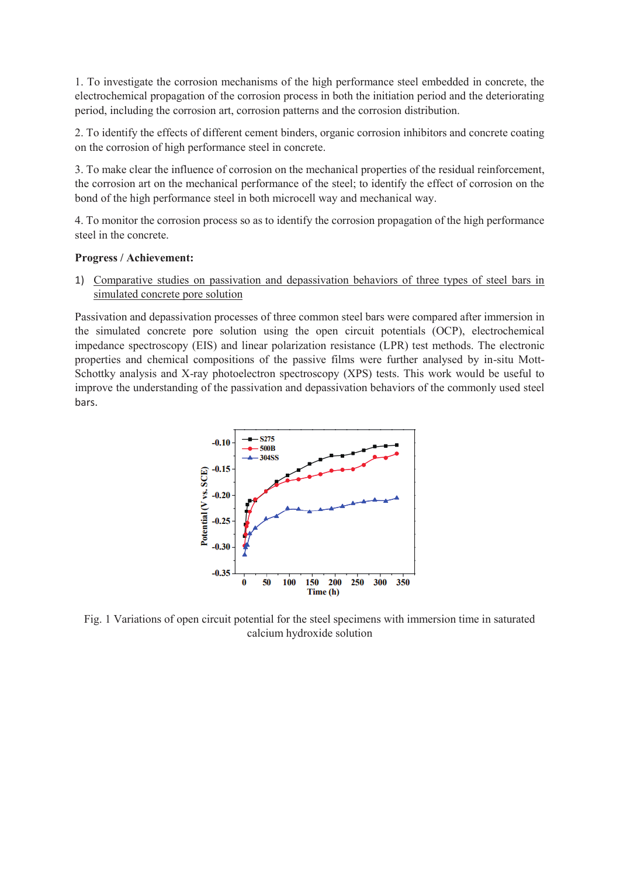1. To investigate the corrosion mechanisms of the high performance steel embedded in concrete, the electrochemical propagation of the corrosion process in both the initiation period and the deteriorating period, including the corrosion art, corrosion patterns and the corrosion distribution.

2. To identify the effects of different cement binders, organic corrosion inhibitors and concrete coating on the corrosion of high performance steel in concrete.

3. To make clear the influence of corrosion on the mechanical properties of the residual reinforcement, the corrosion art on the mechanical performance of the steel; to identify the effect of corrosion on the bond of the high performance steel in both microcell way and mechanical way.

4. To monitor the corrosion process so as to identify the corrosion propagation of the high performance steel in the concrete.

**Progress / Achievement:**

1) Comparative studies on passivation and depassivation behaviors of three types of steel bars in simulated concrete pore solution

Passivation and depassivation processes of three common steel bars were compared after immersion in the simulated concrete pore solution using the open circuit potentials (OCP), electrochemical impedance spectroscopy (EIS) and linear polarization resistance (LPR) test methods. The electronic properties and chemical compositions of the passive films were further analysed by in-situ Mott-Schottky analysis and X-ray photoelectron spectroscopy (XPS) tests. This work would be useful to improve the understanding of the passivation and depassivation behaviors of the commonly used steel bars.

Fig. 1 Variations of open circuit potential for the steel specimens with immersion time in saturated calcium hydroxide solution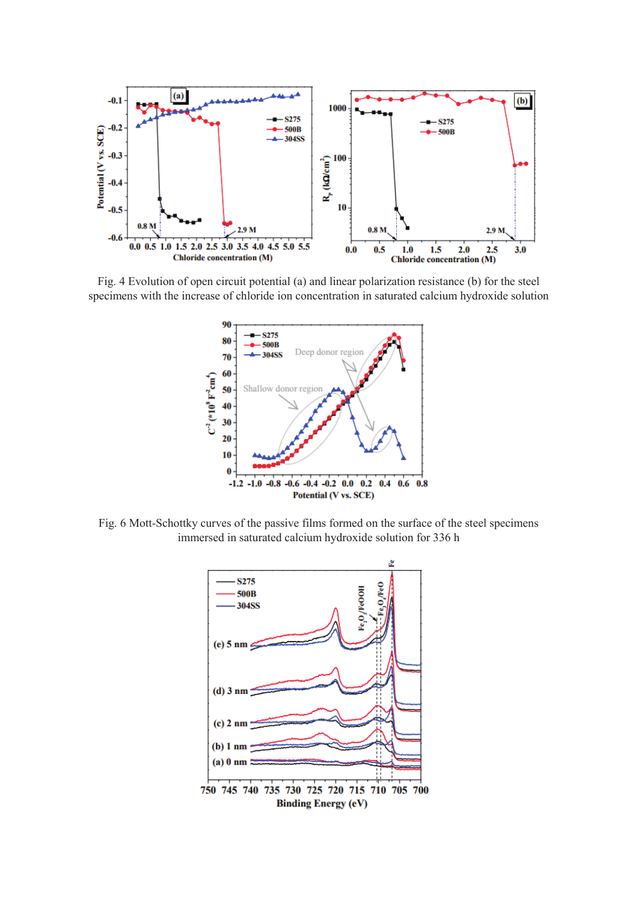Fig. 4 Evolution of open circuit potential (a) and linear polarization resistance (b) for the steel specimens with the increase of chloride ion concentration in saturated calcium hydroxide solution

Fig. 6 Mott-Schottky curves of the passive films formed on the surface of the steel specimens immersed in saturated calcium hydroxide solution for 336 h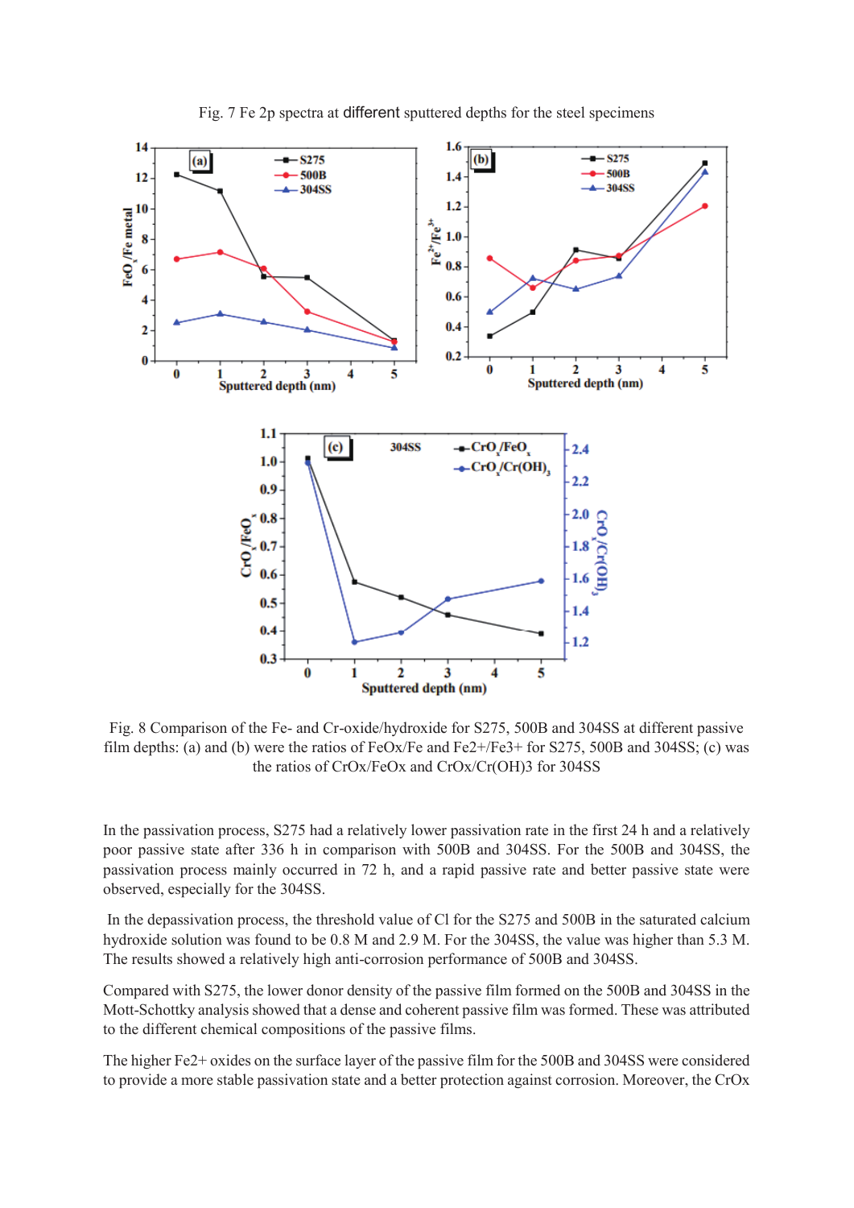Fig. 7 Fe 2p spectra at different sputtered depths for the steel specimens

Fig. 8 Comparison of the Fe- and Cr-oxide/hydroxide for S275, 500B and 304SS at different passive film depths: (a) and (b) were the ratios of FeOx/Fe and Fe2+/Fe3+ for S275, 500B and 304SS; (c) was the ratios of CrOx/FeOx and CrOx/Cr(OH)3 for 304SS

In the passivation process, S275 had a relatively lower passivation rate in the first 24 h and a relatively poor passive state after 336 h in comparison with 500B and 304SS. For the 500B and 304SS, the passivation process mainly occurred in 72 h, and a rapid passive rate and better passive state were observed, especially for the 304SS.

In the depassivation process, the threshold value of Cl for the S275 and 500B in the saturated calcium hydroxide solution was found to be 0.8 M and 2.9 M. For the 304SS, the value was higher than 5.3 M. The results showed a relatively high anti-corrosion performance of 500B and 304SS.

Compared with S275, the lower donor density of the passive film formed on the 500B and 304SS in the Mott-Schottky analysis showed that a dense and coherent passive film was formed. These was attributed to the different chemical compositions of the passive films.

The higher Fe2+ oxides on the surface layer of the passive film for the 500B and 304SS were considered to provide a more stable passivation state and a better protection against corrosion. Moreover, the CrOx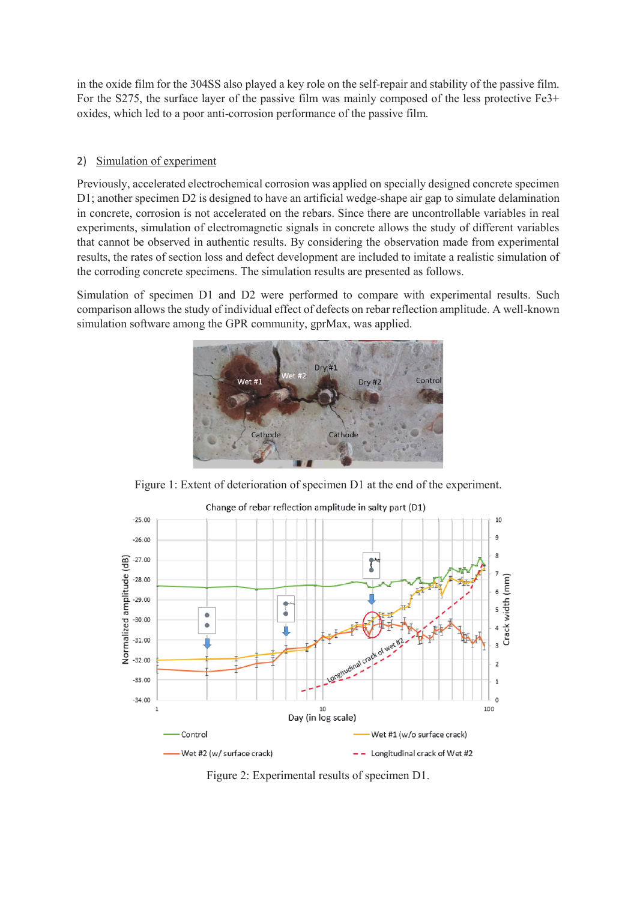in the oxide film for the 304SS also played a key role on the self-repair and stability of the passive film. For the S275, the surface layer of the passive film was mainly composed of the less protective $Fe^{3+}$ oxides, which led to a poor anti-corrosion performance of the passive film.

### 2) Simulation of experiment

Previously, accelerated electrochemical corrosion was applied on specially designed concrete specimen D1; another specimen D2 is designed to have an artificial wedge-shape air gap to simulate delamination in concrete, corrosion is not accelerated on the rebars. Since there are uncontrollable variables in real experiments, simulation of electromagnetic signals in concrete allows the study of different variables that cannot be observed in authentic results. By considering the observation made from experimental results, the rates of section loss and defect development are included to imitate a realistic simulation of the corroding concrete specimens. The simulation results are presented as follows.

Simulation of specimen D1 and D2 were performed to compare with experimental results. Such comparison allows the study of individual effect of defects on rebar reflection amplitude. A well-known simulation software among the GPR community, gprMax, was applied.

Figure 1: Extent of deterioration of specimen D1 at the end of the experiment.

Figure 2: Experimental results of specimen D1.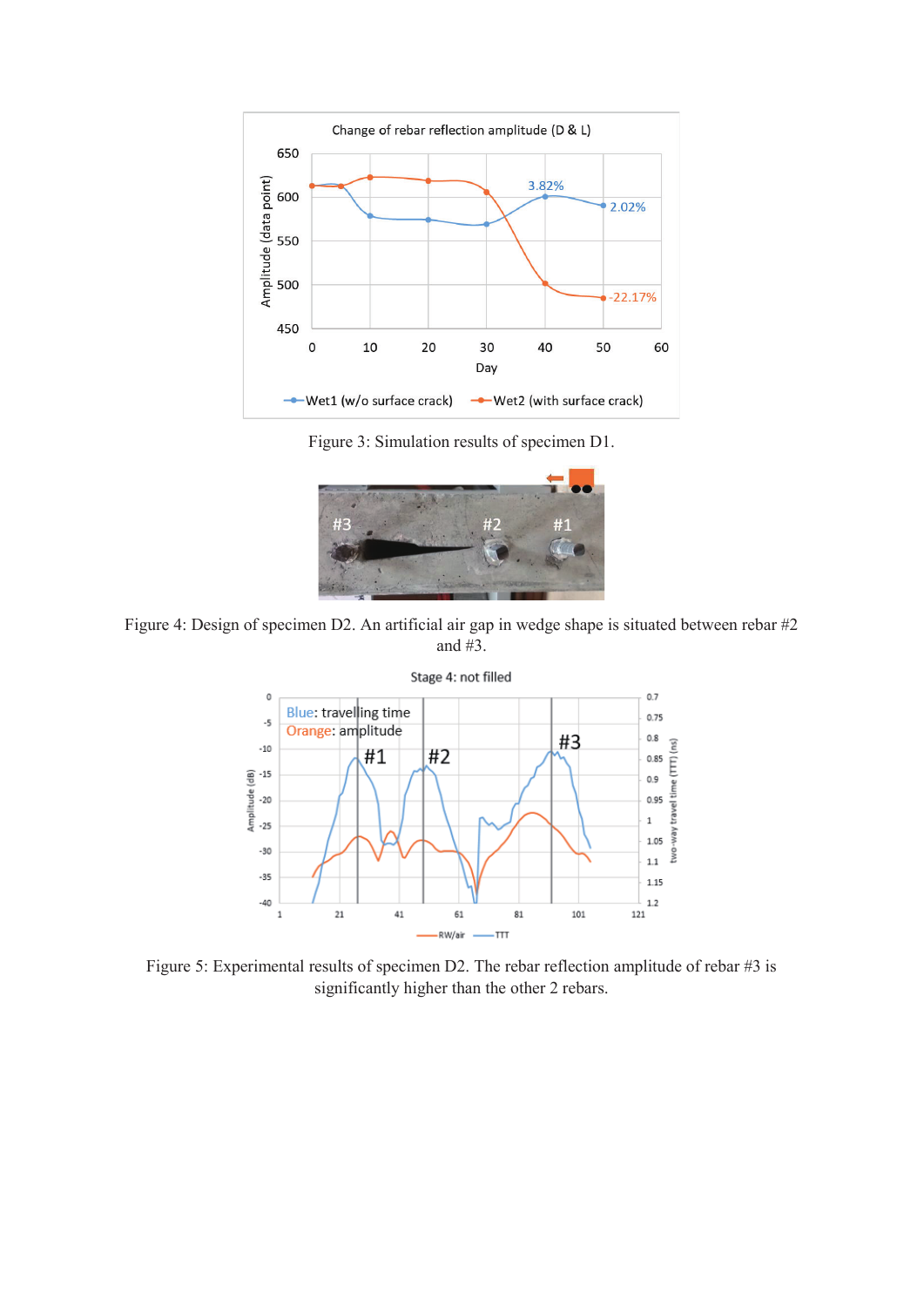Figure 3: Simulation results of specimen D1.

Figure 4: Design of specimen D2. An artificial air gap in wedge shape is situated between rebar #2 and #3.

Figure 5: Experimental results of specimen D2. The rebar reflection amplitude of rebar #3 is significantly higher than the other 2 rebars.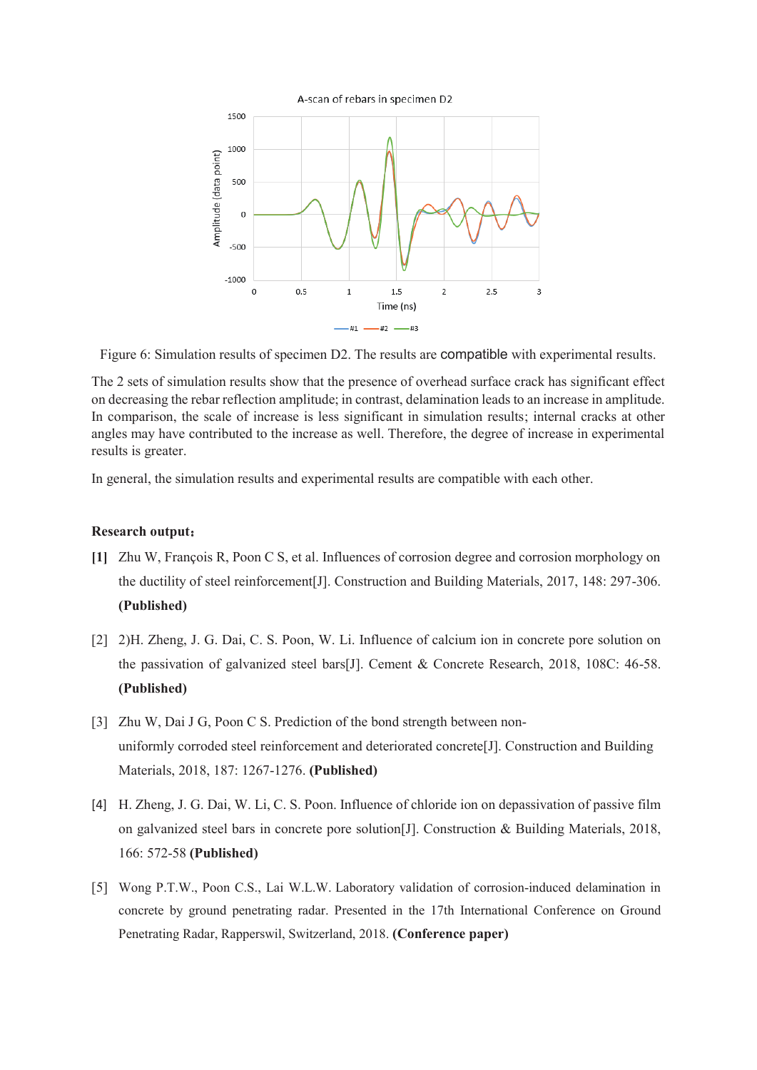Figure 6: Simulation results of specimen D2. The results are compatible with experimental results.

The 2 sets of simulation results show that the presence of overhead surface crack has significant effect on decreasing the rebar reflection amplitude; in contrast, delamination leads to an increase in amplitude. In comparison, the scale of increase is less significant in simulation results; internal cracks at other angles may have contributed to the increase as well. Therefore, the degree of increase in experimental results is greater.

In general, the simulation results and experimental results are compatible with each other.

**Research output：**

**[1]** Zhu W, François R, Poon C S, et al. Influences of corrosion degree and corrosion morphology on the ductility of steel reinforcement[J]. Construction and Building Materials, 2017, 148: 297-306. **(Published)**

[2] 2)H. Zheng, J. G. Dai, C. S. Poon, W. Li. Influence of calcium ion in concrete pore solution on the passivation of galvanized steel bars[J]. Cement & Concrete Research, 2018, 108C: 46-58. **(Published)**

[3] Zhu W, Dai J G, Poon C S. Prediction of the bond strength between non-uniformly corroded steel reinforcement and deteriorated concrete[J]. Construction and Building Materials, 2018, 187: 1267-1276. **(Published)**

[4] H. Zheng, J. G. Dai, W. Li, C. S. Poon. Influence of chloride ion on depassivation of passive film on galvanized steel bars in concrete pore solution[J]. Construction & Building Materials, 2018, 166: 572-58 **(Published)**

[5] Wong P.T.W., Poon C.S., Lai W.L.W. Laboratory validation of corrosion-induced delamination in concrete by ground penetrating radar. Presented in the 17th International Conference on Ground Penetrating Radar, Rapperswil, Switzerland, 2018. **(Conference paper)**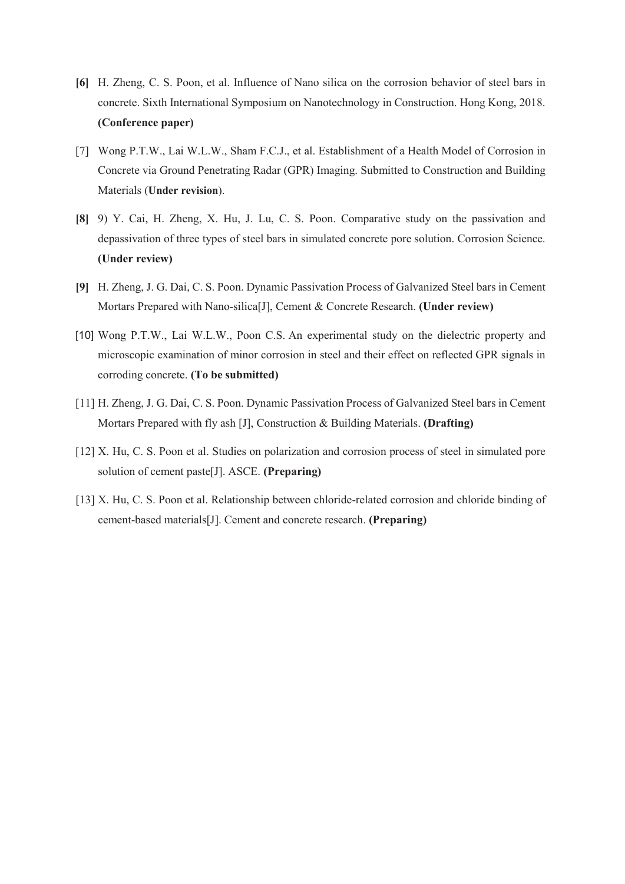**[6]** H. Zheng, C. S. Poon, et al. Influence of Nano silica on the corrosion behavior of steel bars in concrete. Sixth International Symposium on Nanotechnology in Construction. Hong Kong, 2018. **(Conference paper)**

[7] Wong P.T.W., Lai W.L.W., Sham F.C.J., et al. Establishment of a Health Model of Corrosion in Concrete via Ground Penetrating Radar (GPR) Imaging. Submitted to Construction and Building Materials (**Under revision**).

**[8]** 9) Y. Cai, H. Zheng, X. Hu, J. Lu, C. S. Poon. Comparative study on the passivation and depassivation of three types of steel bars in simulated concrete pore solution. Corrosion Science. **(Under review)**

**[9]** H. Zheng, J. G. Dai, C. S. Poon. Dynamic Passivation Process of Galvanized Steel bars in Cement Mortars Prepared with Nano-silica[J], Cement & Concrete Research. **(Under review)**

[10] Wong P.T.W., Lai W.L.W., Poon C.S. An experimental study on the dielectric property and microscopic examination of minor corrosion in steel and their effect on reflected GPR signals in corroding concrete. **(To be submitted)**

[11] H. Zheng, J. G. Dai, C. S. Poon. Dynamic Passivation Process of Galvanized Steel bars in Cement Mortars Prepared with fly ash [J], Construction & Building Materials. **(Drafting)**

[12] X. Hu, C. S. Poon et al. Studies on polarization and corrosion process of steel in simulated pore solution of cement paste[J]. ASCE. **(Preparing)**

[13] X. Hu, C. S. Poon et al. Relationship between chloride-related corrosion and chloride binding of cement-based materials[J]. Cement and concrete research. **(Preparing)**